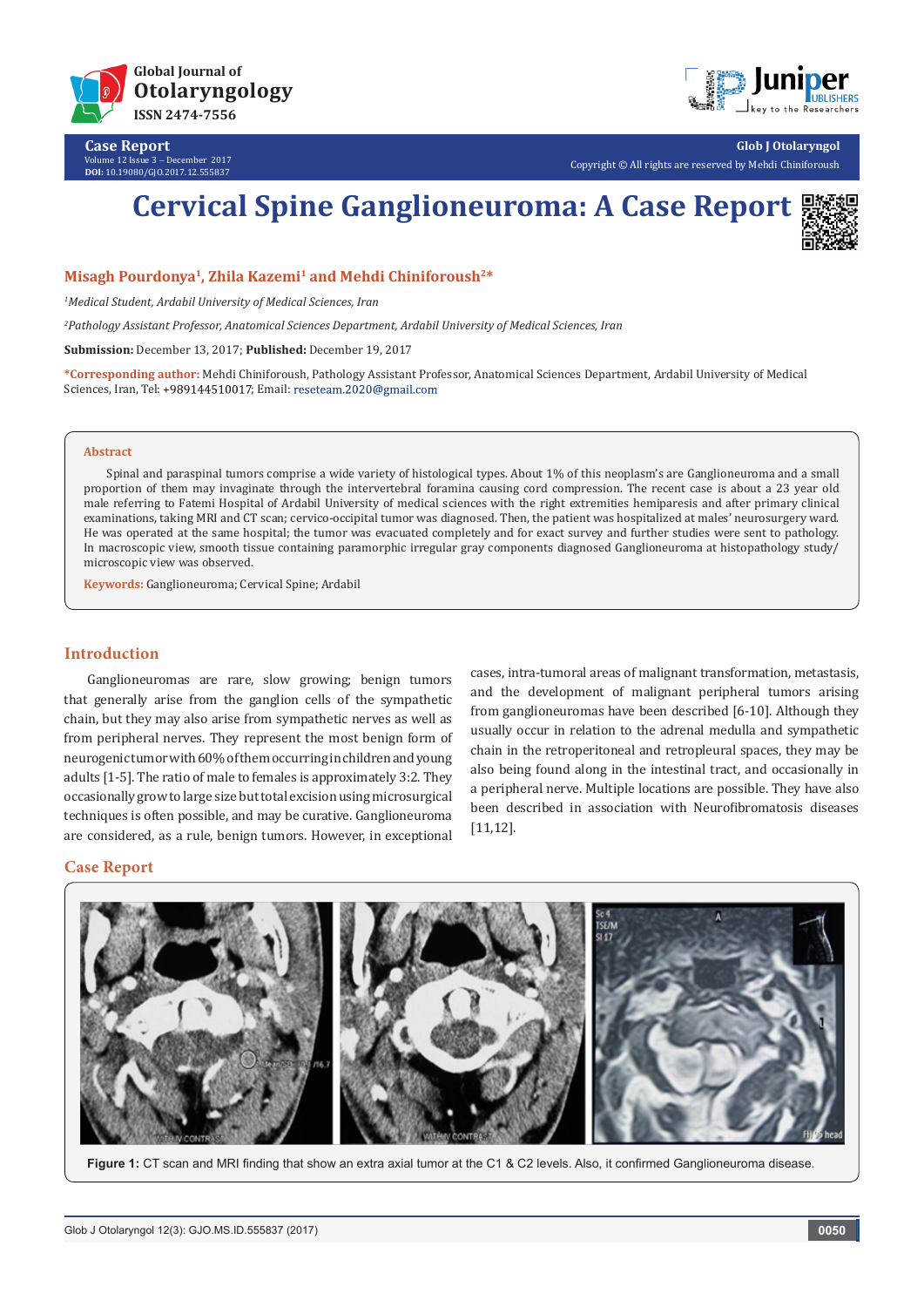# Cervical Spine Ganglioneuroma: A Case Report

**Misagh Pourdonya[1], Zhila Kazemi[1] and Mehdi Chiniforoush[2]***

[1]*Medical Student, Ardabil University of Medical Sciences, Iran*

[2]*Pathology Assistant Professor, Anatomical Sciences Department, Ardabil University of Medical Sciences, Iran*

**Submission:** December 13, 2017; **Published:** December 19, 2017

***Corresponding author:** Mehdi Chiniforoush, Pathology Assistant Professor, Anatomical Sciences Department, Ardabil University of Medical Sciences, Iran, Tel: +989144510017; Email: reseteam.2020@gmail.com

### Abstract

Spinal and paraspinal tumors comprise a wide variety of histological types. About 1% of this neoplasm's are Ganglioneuroma and a small proportion of them may invaginate through the intervertebral foramina causing cord compression. The recent case is about a 23 year old male referring to Fatemi Hospital of Ardabil University of medical sciences with the right extremities hemiparesis and after primary clinical examinations, taking MRI and CT scan; cervico-occipital tumor was diagnosed. Then, the patient was hospitalized at males' neurosurgery ward. He was operated at the same hospital; the tumor was evacuated completely and for exact survey and further studies were sent to pathology. In macroscopic view, smooth tissue containing paramorphic irregular gray components diagnosed Ganglioneuroma at histopathology study/ microscopic view was observed.

**Keywords:** Ganglioneuroma; Cervical Spine; Ardabil

## Introduction

Ganglioneuromas are rare, slow growing; benign tumors that generally arise from the ganglion cells of the sympathetic chain, but they may also arise from sympathetic nerves as well as from peripheral nerves. They represent the most benign form of neurogenic tumor with 60% of them occurring in children and young adults [1-5]. The ratio of male to females is approximately 3:2. They occasionally grow to large size but total excision using microsurgical techniques is often possible, and may be curative. Ganglioneuroma are considered, as a rule, benign tumors. However, in exceptional cases, intra-tumoral areas of malignant transformation, metastasis, and the development of malignant peripheral tumors arising from ganglioneuromas have been described [6-10]. Although they usually occur in relation to the adrenal medulla and sympathetic chain in the retroperitoneal and retropleural spaces, they may be also being found along in the intestinal tract, and occasionally in a peripheral nerve. Multiple locations are possible. They have also been described in association with Neurofibromatosis diseases [11,12].

## Case Report

**Figure 1:** CT scan and MRI finding that show an extra axial tumor at the C1 & C2 levels. Also, it confirmed Ganglioneuroma disease.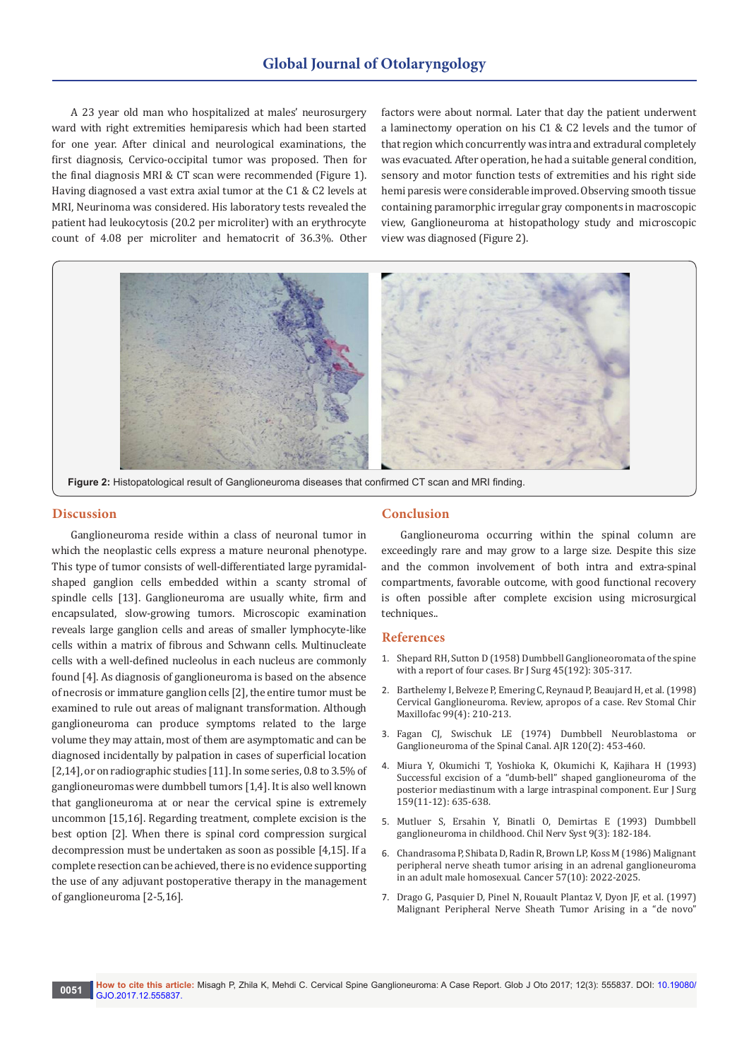A 23 year old man who hospitalized at males' neurosurgery ward with right extremities hemiparesis which had been started for one year. After clinical and neurological examinations, the first diagnosis, Cervico-occipital tumor was proposed. Then for the final diagnosis MRI & CT scan were recommended (Figure 1). Having diagnosed a vast extra axial tumor at the C1 & C2 levels at MRI, Neurinoma was considered. His laboratory tests revealed the patient had leukocytosis (20.2 per microliter) with an erythrocyte count of 4.08 per microliter and hematocrit of 36.3%. Other factors were about normal. Later that day the patient underwent a laminectomy operation on his C1 & C2 levels and the tumor of that region which concurrently was intra and extradural completely was evacuated. After operation, he had a suitable general condition, sensory and motor function tests of extremities and his right side hemi paresis were considerable improved. Observing smooth tissue containing paramorphic irregular gray components in macroscopic view, Ganglioneuroma at histopathology study and microscopic view was diagnosed (Figure 2).

**Figure 2:** Histopatological result of Ganglioneuroma diseases that confirmed CT scan and MRI finding.

## Discussion

Ganglioneuroma reside within a class of neuronal tumor in which the neoplastic cells express a mature neuronal phenotype. This type of tumor consists of well-differentiated large pyramidal-shaped ganglion cells embedded within a scanty stromal of spindle cells [13]. Ganglioneuroma are usually white, firm and encapsulated, slow-growing tumors. Microscopic examination reveals large ganglion cells and areas of smaller lymphocyte-like cells within a matrix of fibrous and Schwann cells. Multinucleate cells with a well-defined nucleolus in each nucleus are commonly found [4]. As diagnosis of ganglioneuroma is based on the absence of necrosis or immature ganglion cells [2], the entire tumor must be examined to rule out areas of malignant transformation. Although ganglioneuroma can produce symptoms related to the large volume they may attain, most of them are asymptomatic and can be diagnosed incidentally by palpation in cases of superficial location [2,14], or on radiographic studies [11]. In some series, 0.8 to 3.5% of ganglioneuromas were dumbbell tumors [1,4]. It is also well known that ganglioneuroma at or near the cervical spine is extremely uncommon [15,16]. Regarding treatment, complete excision is the best option [2]. When there is spinal cord compression surgical decompression must be undertaken as soon as possible [4,15]. If a complete resection can be achieved, there is no evidence supporting the use of any adjuvant postoperative therapy in the management of ganglioneuroma [2-5,16].

## Conclusion

Ganglioneuroma occurring within the spinal column are exceedingly rare and may grow to a large size. Despite this size and the common involvement of both intra and extra-spinal compartments, favorable outcome, with good functional recovery is often possible after complete excision using microsurgical techniques..

## References

1. Shepard RH, Sutton D (1958) Dumbbell Ganglioneoromata of the spine with a report of four cases. Br J Surg 45(192): 305-317.
2. Barthelemy I, Belveze P, Emering C, Reynaud P, Beaujard H, et al. (1998) Cervical Ganglioneuroma. Review, apropos of a case. Rev Stomal Chir Maxillofac 99(4): 210-213.
3. Fagan CJ, Swischuk LE (1974) Dumbbell Neuroblastoma or Ganglioneuroma of the Spinal Canal. AJR 120(2): 453-460.
4. Miura Y, Okumichi T, Yoshioka K, Okumichi K, Kajihara H (1993) Successful excision of a "dumb-bell" shaped ganglioneuroma of the posterior mediastinum with a large intraspinal component. Eur J Surg 159(11-12): 635-638.
5. Mutluer S, Ersahin Y, Binatli O, Demirtas E (1993) Dumbbell ganglioneuroma in childhood. Chil Nerv Syst 9(3): 182-184.
6. Chandrasoma P, Shibata D, Radin R, Brown LP, Koss M (1986) Malignant peripheral nerve sheath tumor arising in an adrenal ganglioneuroma in an adult male homosexual. Cancer 57(10): 2022-2025.
7. Drago G, Pasquier D, Pinel N, Rouault Plantaz V, Dyon JF, et al. (1997) Malignant Peripheral Nerve Sheath Tumor Arising in a "de novo"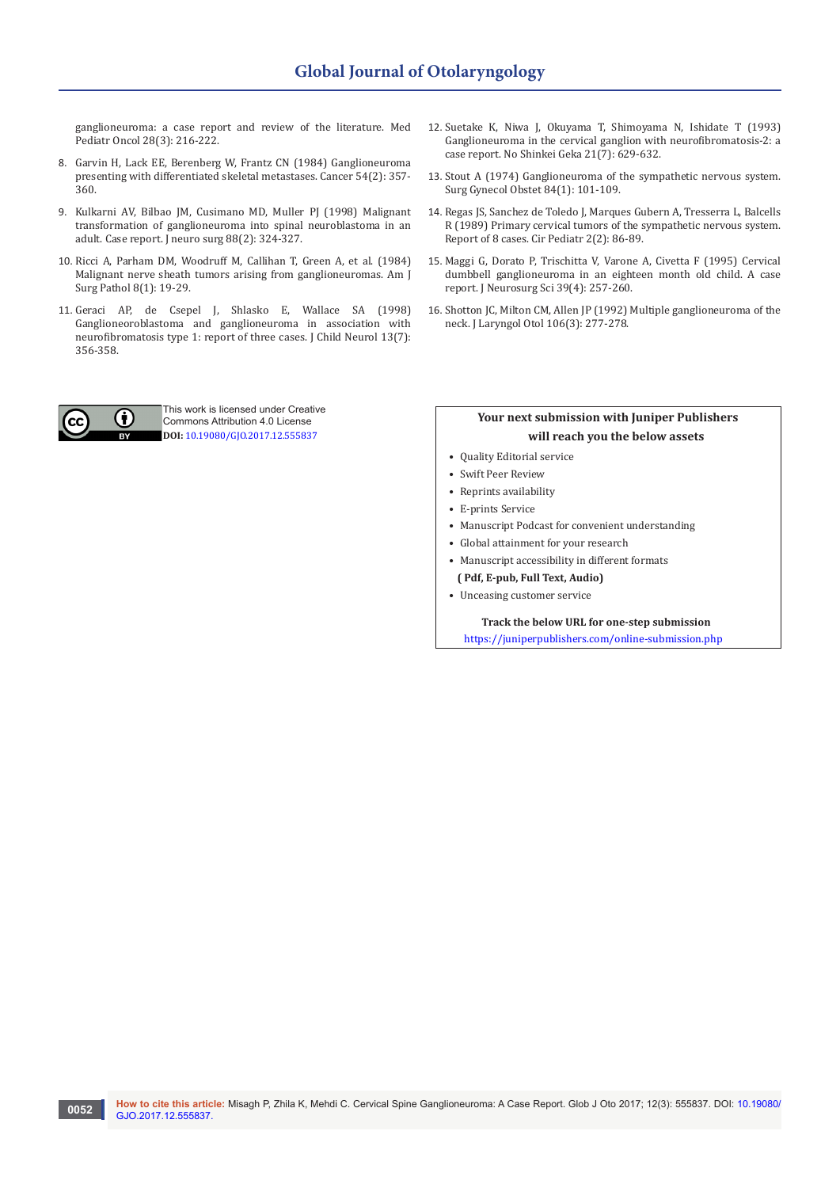ganglioneuroma: a case report and review of the literature. Med Pediatr Oncol 28(3): 216-222.

8. Garvin H, Lack EE, Berenberg W, Frantz CN (1984) Ganglioneuroma presenting with differentiated skeletal metastases. Cancer 54(2): 357-360.
9. Kulkarni AV, Bilbao JM, Cusimano MD, Muller PJ (1998) Malignant transformation of ganglioneuroma into spinal neuroblastoma in an adult. Case report. J neuro surg 88(2): 324-327.
10. Ricci A, Parham DM, Woodruff M, Callihan T, Green A, et al. (1984) Malignant nerve sheath tumors arising from ganglioneuromas. Am J Surg Pathol 8(1): 19-29.
11. Geraci AP, de Csepel J, Shlasko E, Wallace SA (1998) Ganglioneoroblastoma and ganglioneuroma in association with neurofibromatosis type 1: report of three cases. J Child Neurol 13(7): 356-358.
12. Suetake K, Niwa J, Okuyama T, Shimoyama N, Ishidate T (1993) Ganglioneuroma in the cervical ganglion with neurofibromatosis-2: a case report. No Shinkei Geka 21(7): 629-632.
13. Stout A (1974) Ganglioneuroma of the sympathetic nervous system. Surg Gynecol Obstet 84(1): 101-109.
14. Regas JS, Sanchez de Toledo J, Marques Gubern A, Tresserra L, Balcells R (1989) Primary cervical tumors of the sympathetic nervous system. Report of 8 cases. Cir Pediatr 2(2): 86-89.
15. Maggi G, Dorato P, Trischitta V, Varone A, Civetta F (1995) Cervical dumbbell ganglioneuroma in an eighteen month old child. A case report. J Neurosurg Sci 39(4): 257-260.
16. Shotton JC, Milton CM, Allen JP (1992) Multiple ganglioneuroma of the neck. J Laryngol Otol 106(3): 277-278.

This work is licensed under Creative Commons Attribution 4.0 License
**DOI:** 10.19080/GJO.2017.12.555837

**Your next submission with Juniper Publishers will reach you the below assets**

- Quality Editorial service
- Swift Peer Review
- Reprints availability
- E-prints Service
- Manuscript Podcast for convenient understanding
- Global attainment for your research
- Manuscript accessibility in different formats

**( Pdf, E-pub, Full Text, Audio)**

- Unceasing customer service

**Track the below URL for one-step submission**
https://juniperpublishers.com/online-submission.php

**How to cite this article:** Misagh P, Zhila K, Mehdi C. Cervical Spine Ganglioneuroma: A Case Report. Glob J Oto 2017; 12(3): 555837. DOI: 10.19080/GJO.2017.12.555837.